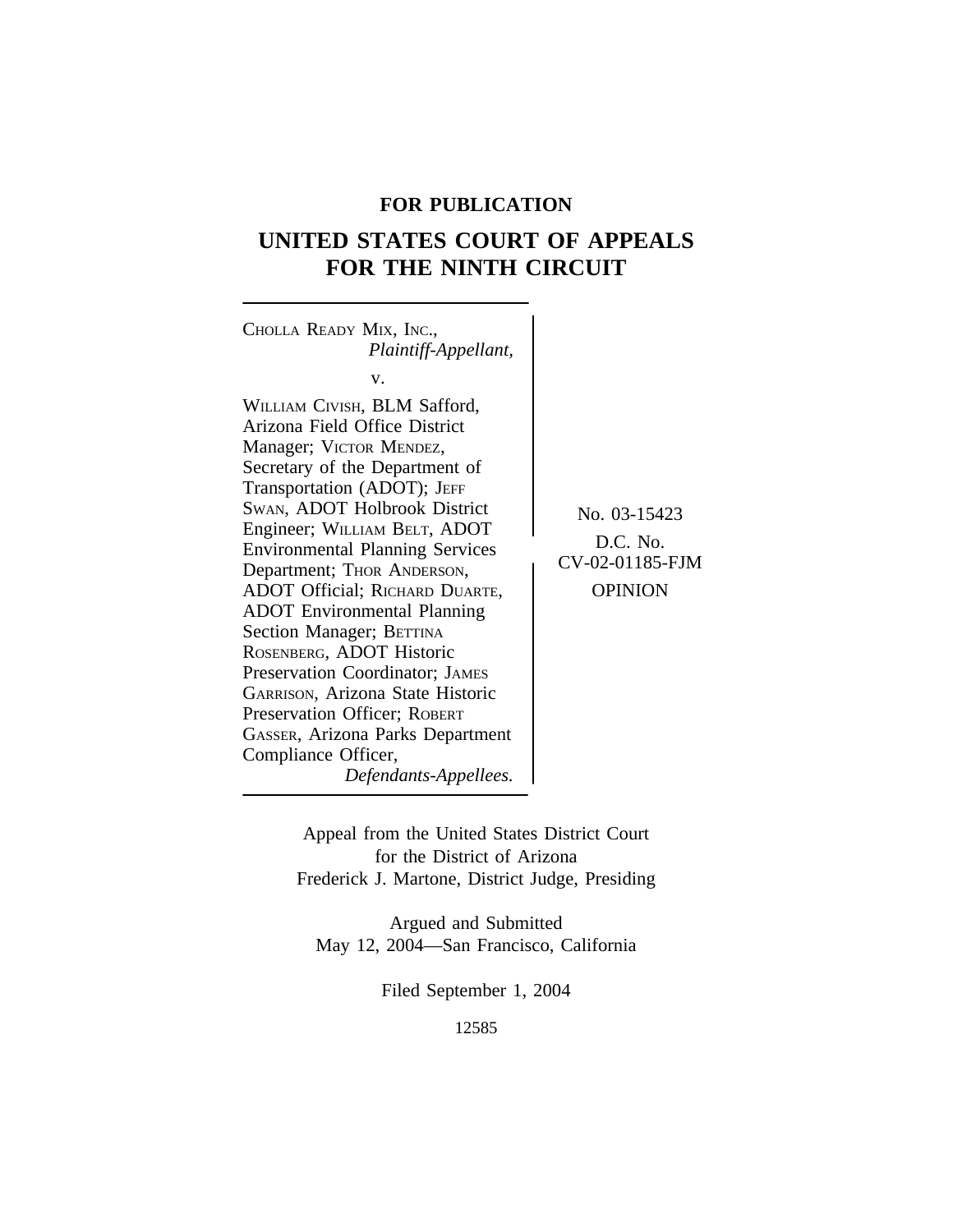**FOR PUBLICATION**

# UNITED STATES COURT OF APPEALS FOR THE NINTH CIRCUIT

CHOLLA READY MIX, INC.,
*Plaintiff-Appellant,*

v.

WILLIAM CIVISH, BLM Safford, Arizona Field Office District Manager; VICTOR MENDEZ, Secretary of the Department of Transportation (ADOT); JEFF SWAN, ADOT Holbrook District Engineer; WILLIAM BELT, ADOT Environmental Planning Services Department; THOR ANDERSON, ADOT Official; RICHARD DUARTE, ADOT Environmental Planning Section Manager; BETTINA ROSENBERG, ADOT Historic Preservation Coordinator; JAMES GARRISON, Arizona State Historic Preservation Officer; ROBERT GASSER, Arizona Parks Department Compliance Officer,
*Defendants-Appellees.*

No. 03-15423

D.C. No. CV-02-01185-FJM

OPINION

Appeal from the United States District Court for the District of Arizona
Frederick J. Martone, District Judge, Presiding

Argued and Submitted
May 12, 2004—San Francisco, California

Filed September 1, 2004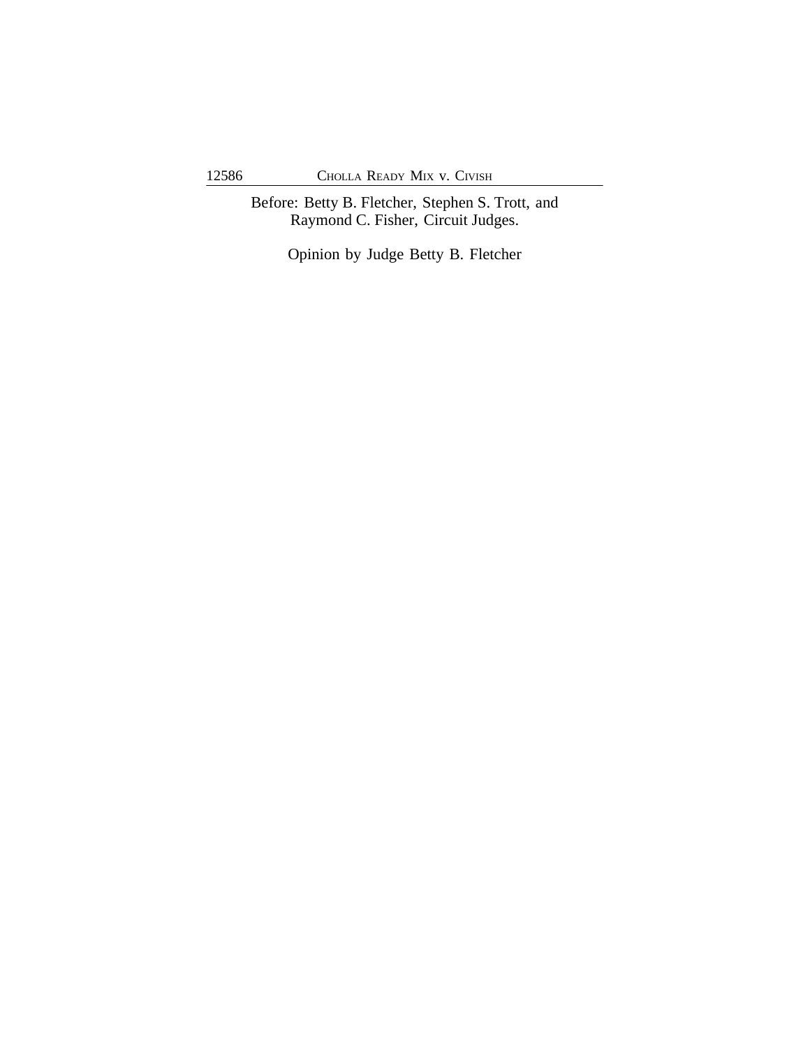Before: Betty B. Fletcher, Stephen S. Trott, and Raymond C. Fisher, Circuit Judges.

Opinion by Judge Betty B. Fletcher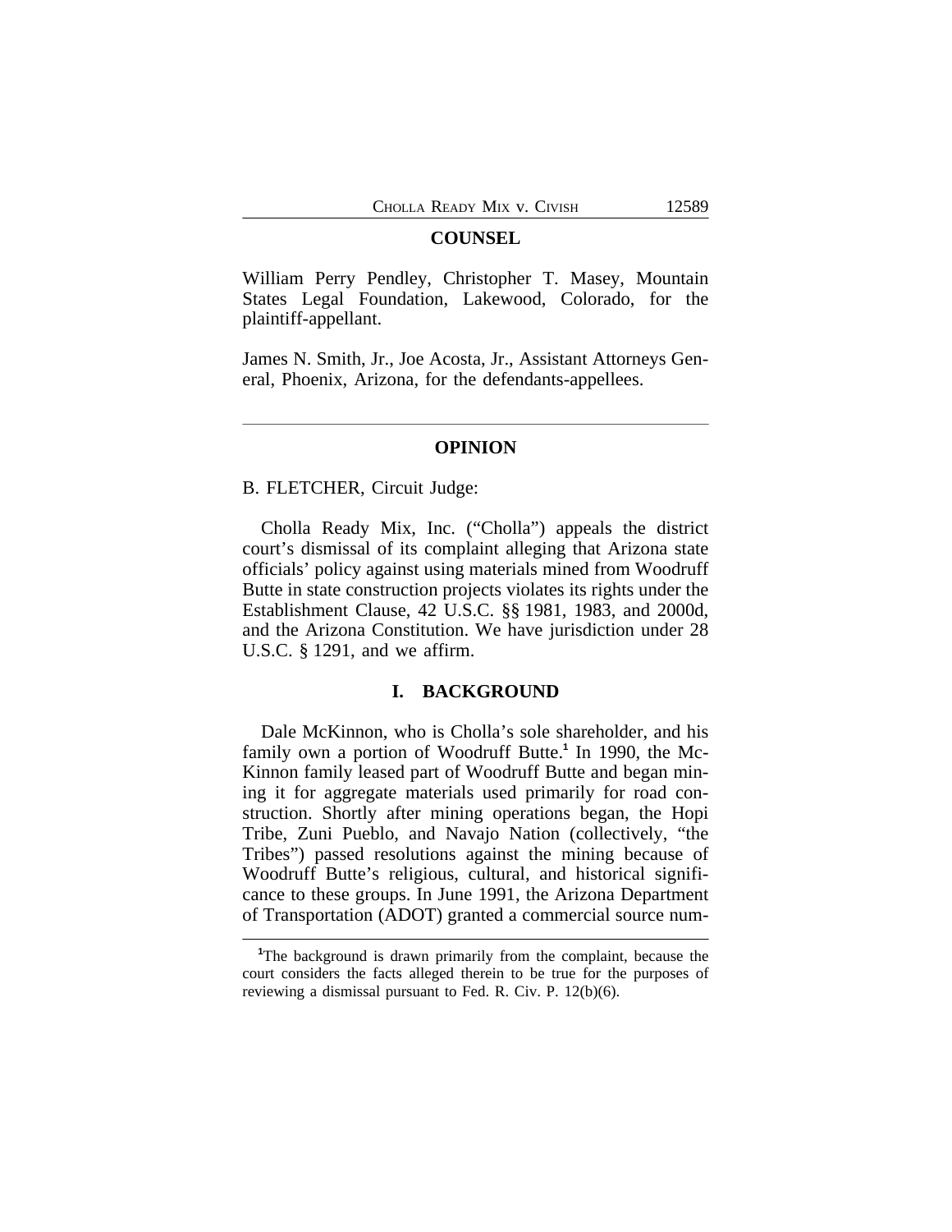## COUNSEL

William Perry Pendley, Christopher T. Masey, Mountain States Legal Foundation, Lakewood, Colorado, for the plaintiff-appellant.

James N. Smith, Jr., Joe Acosta, Jr., Assistant Attorneys General, Phoenix, Arizona, for the defendants-appellees.

---

## OPINION

B. FLETCHER, Circuit Judge:

Cholla Ready Mix, Inc. ("Cholla") appeals the district court's dismissal of its complaint alleging that Arizona state officials' policy against using materials mined from Woodruff Butte in state construction projects violates its rights under the Establishment Clause, 42 U.S.C. §§ 1981, 1983, and 2000d, and the Arizona Constitution. We have jurisdiction under 28 U.S.C. § 1291, and we affirm.

### I. BACKGROUND

Dale McKinnon, who is Cholla's sole shareholder, and his family own a portion of Woodruff Butte.[1] In 1990, the McKinnon family leased part of Woodruff Butte and began mining it for aggregate materials used primarily for road construction. Shortly after mining operations began, the Hopi Tribe, Zuni Pueblo, and Navajo Nation (collectively, "the Tribes") passed resolutions against the mining because of Woodruff Butte's religious, cultural, and historical significance to these groups. In June 1991, the Arizona Department of Transportation (ADOT) granted a commercial source num-

[1] The background is drawn primarily from the complaint, because the court considers the facts alleged therein to be true for the purposes of reviewing a dismissal pursuant to Fed. R. Civ. P. 12(b)(6).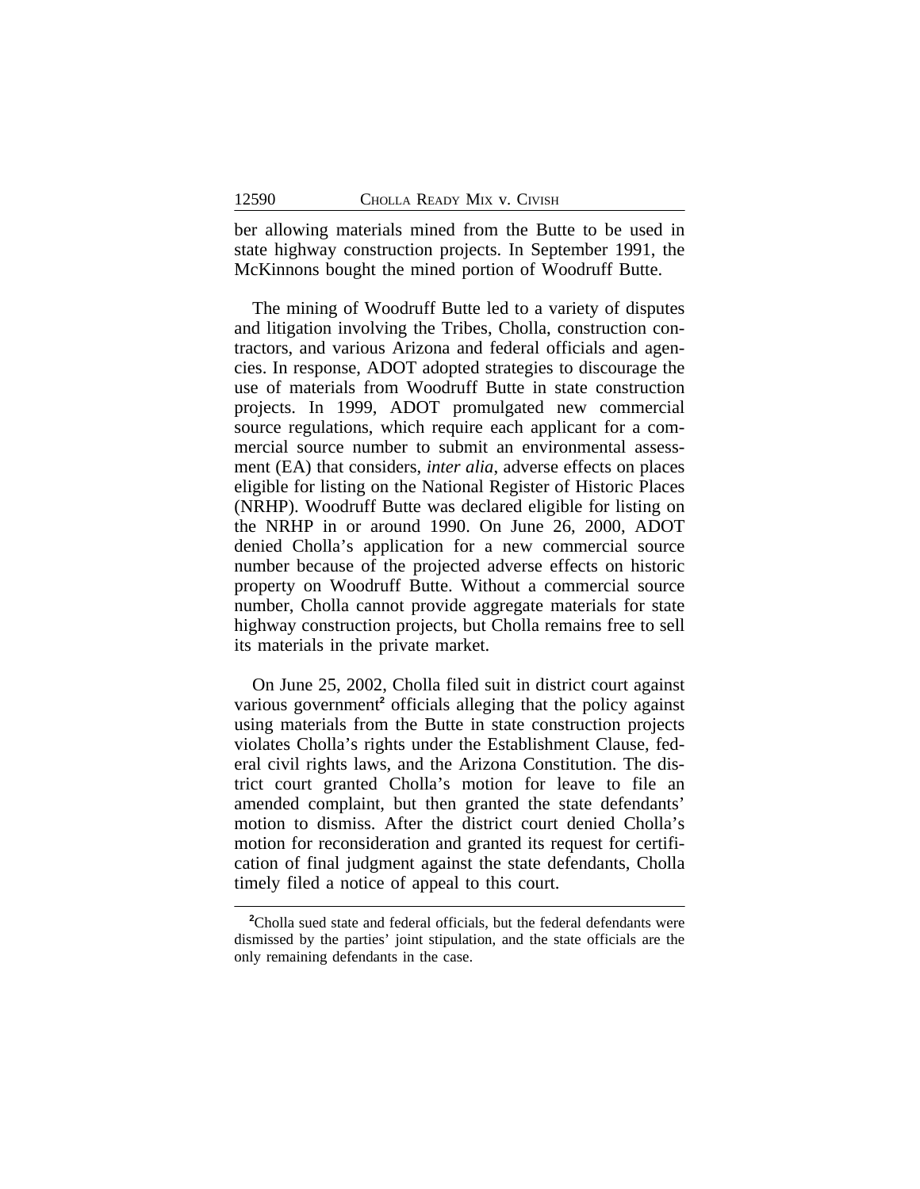ber allowing materials mined from the Butte to be used in state highway construction projects. In September 1991, the McKinnons bought the mined portion of Woodruff Butte.

The mining of Woodruff Butte led to a variety of disputes and litigation involving the Tribes, Cholla, construction contractors, and various Arizona and federal officials and agencies. In response, ADOT adopted strategies to discourage the use of materials from Woodruff Butte in state construction projects. In 1999, ADOT promulgated new commercial source regulations, which require each applicant for a commercial source number to submit an environmental assessment (EA) that considers, *inter alia*, adverse effects on places eligible for listing on the National Register of Historic Places (NRHP). Woodruff Butte was declared eligible for listing on the NRHP in or around 1990. On June 26, 2000, ADOT denied Cholla's application for a new commercial source number because of the projected adverse effects on historic property on Woodruff Butte. Without a commercial source number, Cholla cannot provide aggregate materials for state highway construction projects, but Cholla remains free to sell its materials in the private market.

On June 25, 2002, Cholla filed suit in district court against various government[2] officials alleging that the policy against using materials from the Butte in state construction projects violates Cholla's rights under the Establishment Clause, federal civil rights laws, and the Arizona Constitution. The district court granted Cholla's motion for leave to file an amended complaint, but then granted the state defendants' motion to dismiss. After the district court denied Cholla's motion for reconsideration and granted its request for certification of final judgment against the state defendants, Cholla timely filed a notice of appeal to this court.

[2]Cholla sued state and federal officials, but the federal defendants were dismissed by the parties' joint stipulation, and the state officials are the only remaining defendants in the case.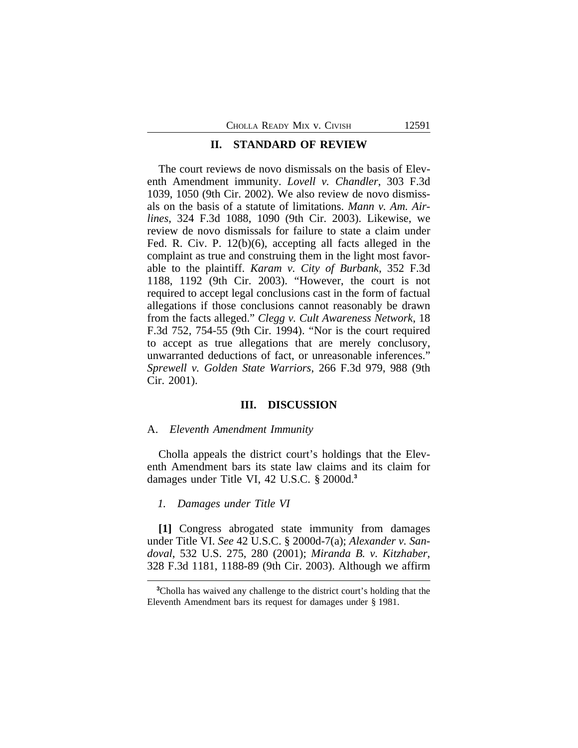## II. STANDARD OF REVIEW

The court reviews de novo dismissals on the basis of Eleventh Amendment immunity. *Lovell v. Chandler*, 303 F.3d 1039, 1050 (9th Cir. 2002). We also review de novo dismissals on the basis of a statute of limitations. *Mann v. Am. Airlines*, 324 F.3d 1088, 1090 (9th Cir. 2003). Likewise, we review de novo dismissals for failure to state a claim under Fed. R. Civ. P. 12(b)(6), accepting all facts alleged in the complaint as true and construing them in the light most favorable to the plaintiff. *Karam v. City of Burbank*, 352 F.3d 1188, 1192 (9th Cir. 2003). "However, the court is not required to accept legal conclusions cast in the form of factual allegations if those conclusions cannot reasonably be drawn from the facts alleged." *Clegg v. Cult Awareness Network*, 18 F.3d 752, 754-55 (9th Cir. 1994). "Nor is the court required to accept as true allegations that are merely conclusory, unwarranted deductions of fact, or unreasonable inferences." *Sprewell v. Golden State Warriors*, 266 F.3d 979, 988 (9th Cir. 2001).

## III. DISCUSSION

### A. *Eleventh Amendment Immunity*

Cholla appeals the district court's holdings that the Eleventh Amendment bars its state law claims and its claim for damages under Title VI, 42 U.S.C. § 2000d.[3]

#### 1. *Damages under Title VI*

**[1]** Congress abrogated state immunity from damages under Title VI. *See* 42 U.S.C. § 2000d-7(a); *Alexander v. Sandoval*, 532 U.S. 275, 280 (2001); *Miranda B. v. Kitzhaber*, 328 F.3d 1181, 1188-89 (9th Cir. 2003). Although we affirm

---

[3]Cholla has waived any challenge to the district court's holding that the Eleventh Amendment bars its request for damages under § 1981.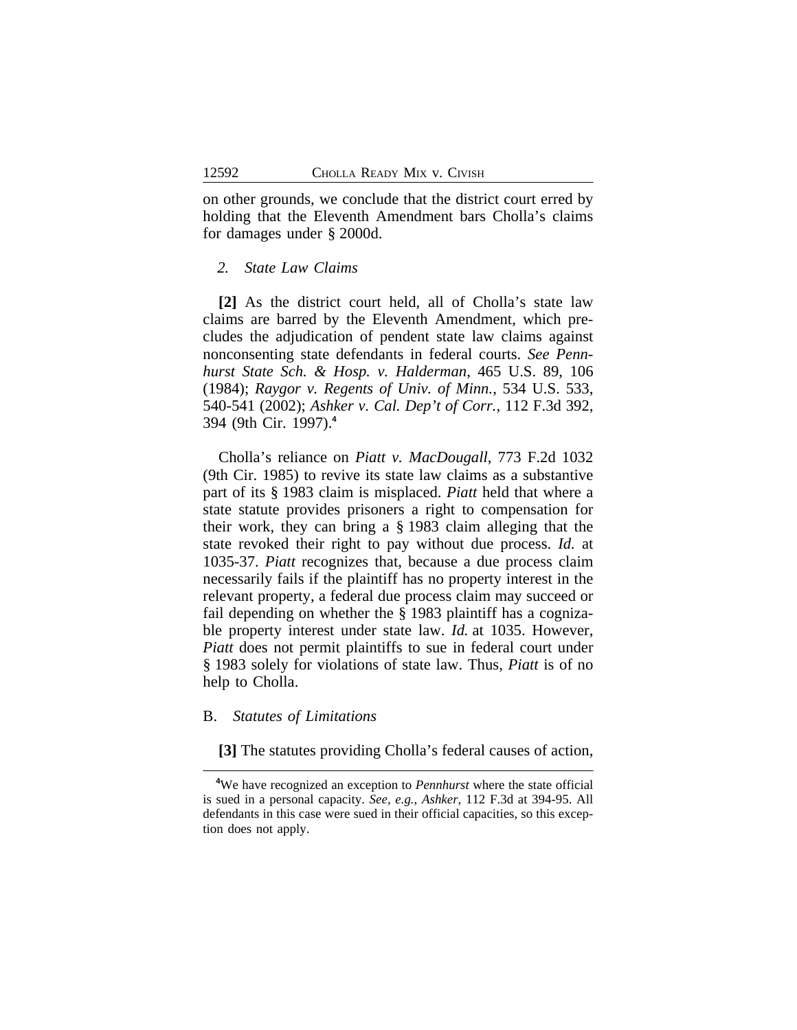on other grounds, we conclude that the district court erred by holding that the Eleventh Amendment bars Cholla's claims for damages under § 2000d.

*2. State Law Claims*

**[2]** As the district court held, all of Cholla's state law claims are barred by the Eleventh Amendment, which precludes the adjudication of pendent state law claims against nonconsenting state defendants in federal courts. *See Pennhurst State Sch. & Hosp. v. Halderman*, 465 U.S. 89, 106 (1984); *Raygor v. Regents of Univ. of Minn.*, 534 U.S. 533, 540-541 (2002); *Ashker v. Cal. Dep't of Corr.*, 112 F.3d 392, 394 (9th Cir. 1997).[4]

Cholla's reliance on *Piatt v. MacDougall*, 773 F.2d 1032 (9th Cir. 1985) to revive its state law claims as a substantive part of its § 1983 claim is misplaced. *Piatt* held that where a state statute provides prisoners a right to compensation for their work, they can bring a § 1983 claim alleging that the state revoked their right to pay without due process. *Id.* at 1035-37. *Piatt* recognizes that, because a due process claim necessarily fails if the plaintiff has no property interest in the relevant property, a federal due process claim may succeed or fail depending on whether the § 1983 plaintiff has a cognizable property interest under state law. *Id.* at 1035. However, *Piatt* does not permit plaintiffs to sue in federal court under § 1983 solely for violations of state law. Thus, *Piatt* is of no help to Cholla.

B. *Statutes of Limitations*

**[3]** The statutes providing Cholla's federal causes of action,

[4] We have recognized an exception to *Pennhurst* where the state official is sued in a personal capacity. *See, e.g., Ashker*, 112 F.3d at 394-95. All defendants in this case were sued in their official capacities, so this exception does not apply.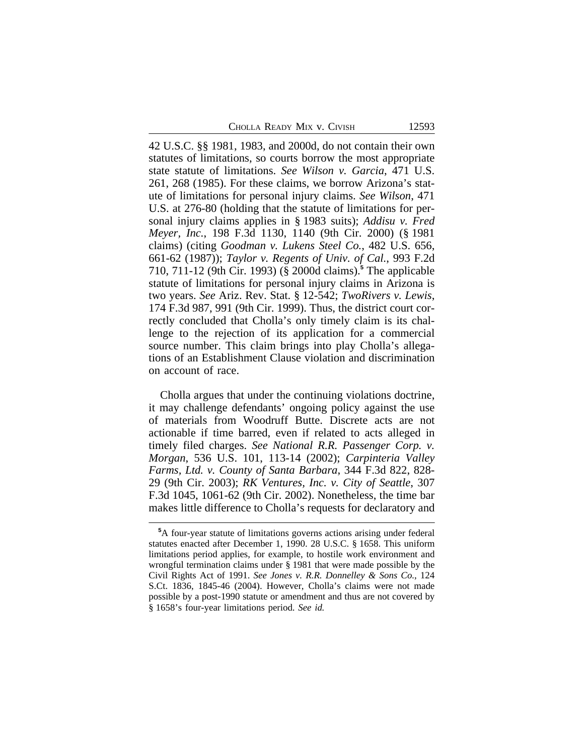42 U.S.C. §§ 1981, 1983, and 2000d, do not contain their own statutes of limitations, so courts borrow the most appropriate state statute of limitations. *See Wilson v. Garcia*, 471 U.S. 261, 268 (1985). For these claims, we borrow Arizona's statute of limitations for personal injury claims. *See Wilson*, 471 U.S. at 276-80 (holding that the statute of limitations for personal injury claims applies in § 1983 suits); *Addisu v. Fred Meyer, Inc.*, 198 F.3d 1130, 1140 (9th Cir. 2000) (§ 1981 claims) (citing *Goodman v. Lukens Steel Co.*, 482 U.S. 656, 661-62 (1987)); *Taylor v. Regents of Univ. of Cal.*, 993 F.2d 710, 711-12 (9th Cir. 1993) (§ 2000d claims).[5] The applicable statute of limitations for personal injury claims in Arizona is two years. *See* Ariz. Rev. Stat. § 12-542; *TwoRivers v. Lewis*, 174 F.3d 987, 991 (9th Cir. 1999). Thus, the district court correctly concluded that Cholla's only timely claim is its challenge to the rejection of its application for a commercial source number. This claim brings into play Cholla's allegations of an Establishment Clause violation and discrimination on account of race.

Cholla argues that under the continuing violations doctrine, it may challenge defendants' ongoing policy against the use of materials from Woodruff Butte. Discrete acts are not actionable if time barred, even if related to acts alleged in timely filed charges. *See National R.R. Passenger Corp. v. Morgan*, 536 U.S. 101, 113-14 (2002); *Carpinteria Valley Farms, Ltd. v. County of Santa Barbara*, 344 F.3d 822, 828-29 (9th Cir. 2003); *RK Ventures, Inc. v. City of Seattle*, 307 F.3d 1045, 1061-62 (9th Cir. 2002). Nonetheless, the time bar makes little difference to Cholla's requests for declaratory and

[5]A four-year statute of limitations governs actions arising under federal statutes enacted after December 1, 1990. 28 U.S.C. § 1658. This uniform limitations period applies, for example, to hostile work environment and wrongful termination claims under § 1981 that were made possible by the Civil Rights Act of 1991. *See Jones v. R.R. Donnelley & Sons Co.*, 124 S.Ct. 1836, 1845-46 (2004). However, Cholla's claims were not made possible by a post-1990 statute or amendment and thus are not covered by § 1658's four-year limitations period. *See id.*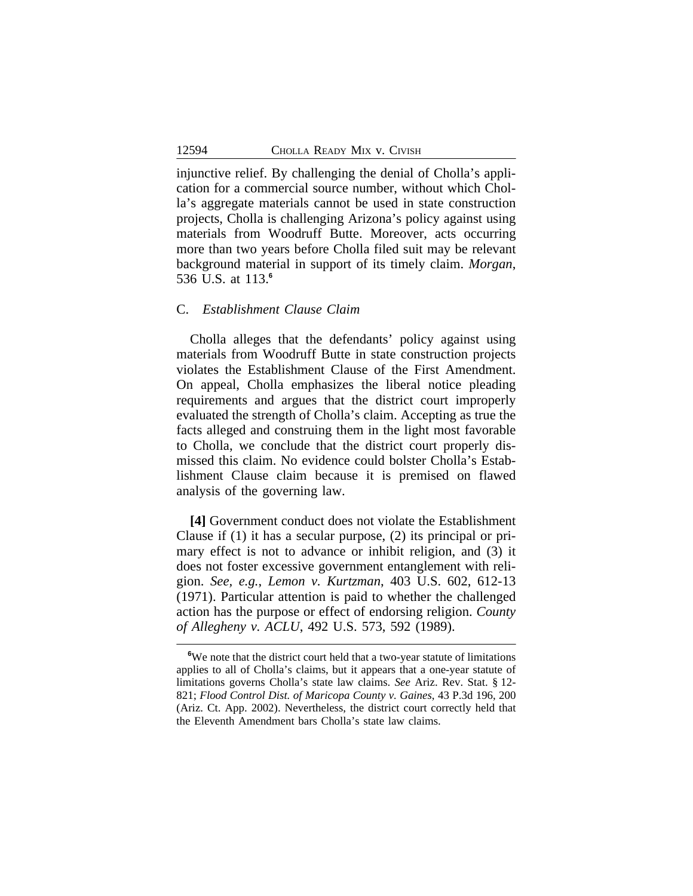injunctive relief. By challenging the denial of Cholla's application for a commercial source number, without which Cholla's aggregate materials cannot be used in state construction projects, Cholla is challenging Arizona's policy against using materials from Woodruff Butte. Moreover, acts occurring more than two years before Cholla filed suit may be relevant background material in support of its timely claim. *Morgan*, 536 U.S. at 113.[6]

C. *Establishment Clause Claim*

Cholla alleges that the defendants' policy against using materials from Woodruff Butte in state construction projects violates the Establishment Clause of the First Amendment. On appeal, Cholla emphasizes the liberal notice pleading requirements and argues that the district court improperly evaluated the strength of Cholla's claim. Accepting as true the facts alleged and construing them in the light most favorable to Cholla, we conclude that the district court properly dismissed this claim. No evidence could bolster Cholla's Establishment Clause claim because it is premised on flawed analysis of the governing law.

**[4]** Government conduct does not violate the Establishment Clause if (1) it has a secular purpose, (2) its principal or primary effect is not to advance or inhibit religion, and (3) it does not foster excessive government entanglement with religion. *See, e.g.*, *Lemon v. Kurtzman*, 403 U.S. 602, 612-13 (1971). Particular attention is paid to whether the challenged action has the purpose or effect of endorsing religion. *County of Allegheny v. ACLU*, 492 U.S. 573, 592 (1989).

[6]We note that the district court held that a two-year statute of limitations applies to all of Cholla's claims, but it appears that a one-year statute of limitations governs Cholla's state law claims. *See* Ariz. Rev. Stat. § 12-821; *Flood Control Dist. of Maricopa County v. Gaines*, 43 P.3d 196, 200 (Ariz. Ct. App. 2002). Nevertheless, the district court correctly held that the Eleventh Amendment bars Cholla's state law claims.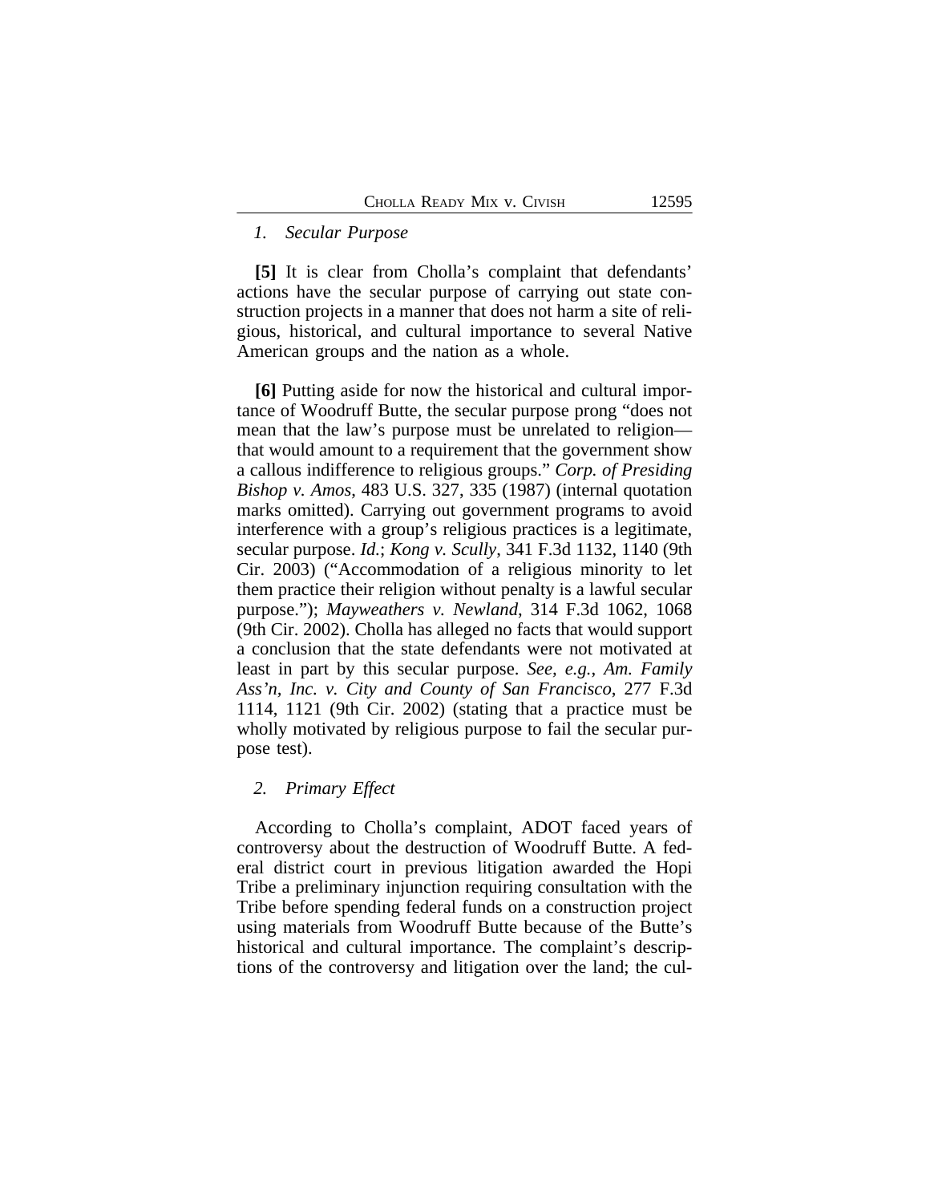### *1. Secular Purpose*

**[5]** It is clear from Cholla's complaint that defendants' actions have the secular purpose of carrying out state construction projects in a manner that does not harm a site of religious, historical, and cultural importance to several Native American groups and the nation as a whole.

**[6]** Putting aside for now the historical and cultural importance of Woodruff Butte, the secular purpose prong "does not mean that the law's purpose must be unrelated to religion—that would amount to a requirement that the government show a callous indifference to religious groups." *Corp. of Presiding Bishop v. Amos*, 483 U.S. 327, 335 (1987) (internal quotation marks omitted). Carrying out government programs to avoid interference with a group's religious practices is a legitimate, secular purpose. *Id.*; *Kong v. Scully*, 341 F.3d 1132, 1140 (9th Cir. 2003) ("Accommodation of a religious minority to let them practice their religion without penalty is a lawful secular purpose."); *Mayweathers v. Newland*, 314 F.3d 1062, 1068 (9th Cir. 2002). Cholla has alleged no facts that would support a conclusion that the state defendants were not motivated at least in part by this secular purpose. *See, e.g.*, *Am. Family Ass'n, Inc. v. City and County of San Francisco*, 277 F.3d 1114, 1121 (9th Cir. 2002) (stating that a practice must be wholly motivated by religious purpose to fail the secular purpose test).

### *2. Primary Effect*

According to Cholla's complaint, ADOT faced years of controversy about the destruction of Woodruff Butte. A federal district court in previous litigation awarded the Hopi Tribe a preliminary injunction requiring consultation with the Tribe before spending federal funds on a construction project using materials from Woodruff Butte because of the Butte's historical and cultural importance. The complaint's descriptions of the controversy and litigation over the land; the cul-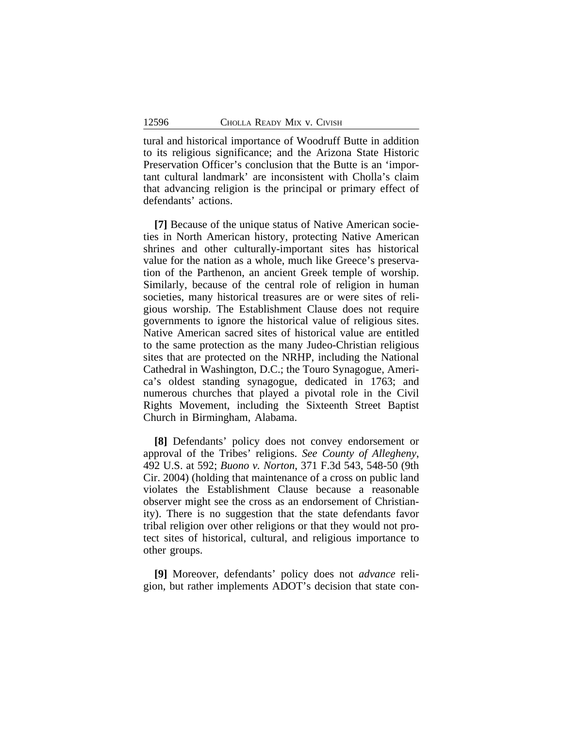tural and historical importance of Woodruff Butte in addition to its religious significance; and the Arizona State Historic Preservation Officer's conclusion that the Butte is an 'important cultural landmark' are inconsistent with Cholla's claim that advancing religion is the principal or primary effect of defendants' actions.

**[7]** Because of the unique status of Native American societies in North American history, protecting Native American shrines and other culturally-important sites has historical value for the nation as a whole, much like Greece's preservation of the Parthenon, an ancient Greek temple of worship. Similarly, because of the central role of religion in human societies, many historical treasures are or were sites of religious worship. The Establishment Clause does not require governments to ignore the historical value of religious sites. Native American sacred sites of historical value are entitled to the same protection as the many Judeo-Christian religious sites that are protected on the NRHP, including the National Cathedral in Washington, D.C.; the Touro Synagogue, America's oldest standing synagogue, dedicated in 1763; and numerous churches that played a pivotal role in the Civil Rights Movement, including the Sixteenth Street Baptist Church in Birmingham, Alabama.

**[8]** Defendants' policy does not convey endorsement or approval of the Tribes' religions. *See County of Allegheny*, 492 U.S. at 592; *Buono v. Norton*, 371 F.3d 543, 548-50 (9th Cir. 2004) (holding that maintenance of a cross on public land violates the Establishment Clause because a reasonable observer might see the cross as an endorsement of Christianity). There is no suggestion that the state defendants favor tribal religion over other religions or that they would not protect sites of historical, cultural, and religious importance to other groups.

**[9]** Moreover, defendants' policy does not *advance* religion, but rather implements ADOT's decision that state con-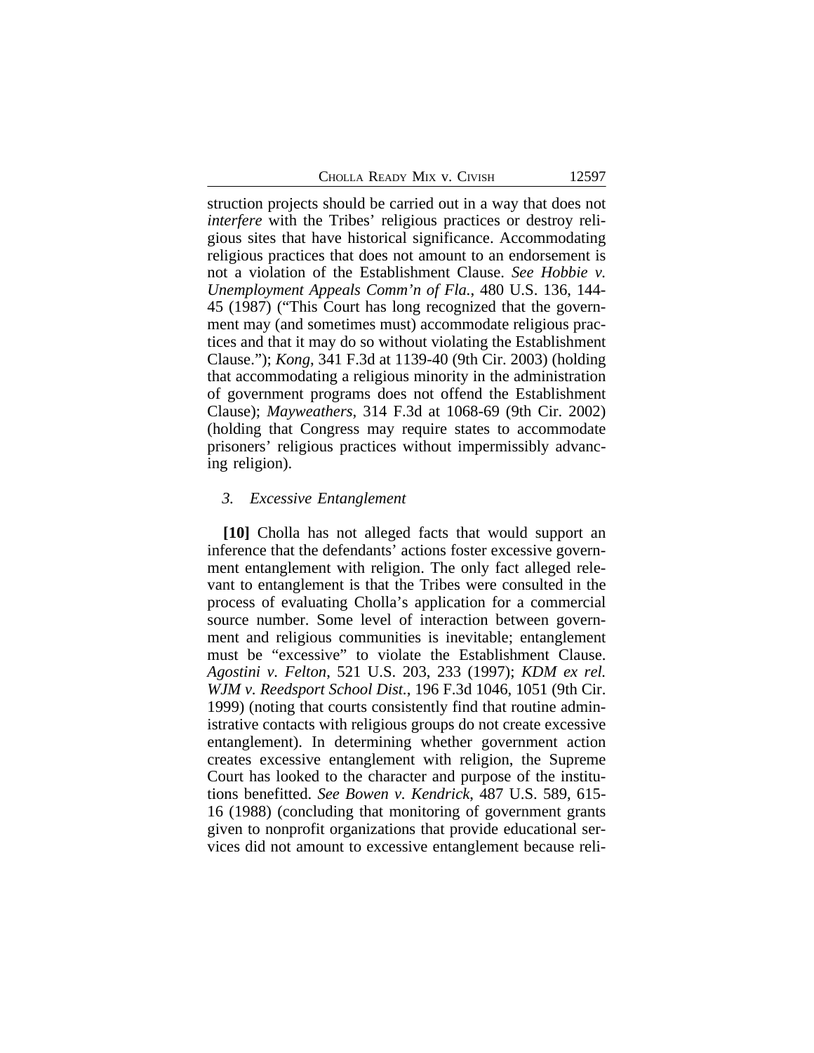struction projects should be carried out in a way that does not *interfere* with the Tribes' religious practices or destroy religious sites that have historical significance. Accommodating religious practices that does not amount to an endorsement is not a violation of the Establishment Clause. *See Hobbie v. Unemployment Appeals Comm'n of Fla.*, 480 U.S. 136, 144-45 (1987) ("This Court has long recognized that the government may (and sometimes must) accommodate religious practices and that it may do so without violating the Establishment Clause."); *Kong*, 341 F.3d at 1139-40 (9th Cir. 2003) (holding that accommodating a religious minority in the administration of government programs does not offend the Establishment Clause); *Mayweathers*, 314 F.3d at 1068-69 (9th Cir. 2002) (holding that Congress may require states to accommodate prisoners' religious practices without impermissibly advancing religion).

### 3. *Excessive Entanglement*

**[10]** Cholla has not alleged facts that would support an inference that the defendants' actions foster excessive government entanglement with religion. The only fact alleged relevant to entanglement is that the Tribes were consulted in the process of evaluating Cholla's application for a commercial source number. Some level of interaction between government and religious communities is inevitable; entanglement must be "excessive" to violate the Establishment Clause. *Agostini v. Felton*, 521 U.S. 203, 233 (1997); *KDM ex rel. WJM v. Reedsport School Dist.*, 196 F.3d 1046, 1051 (9th Cir. 1999) (noting that courts consistently find that routine administrative contacts with religious groups do not create excessive entanglement). In determining whether government action creates excessive entanglement with religion, the Supreme Court has looked to the character and purpose of the institutions benefitted. *See Bowen v. Kendrick*, 487 U.S. 589, 615-16 (1988) (concluding that monitoring of government grants given to nonprofit organizations that provide educational services did not amount to excessive entanglement because reli-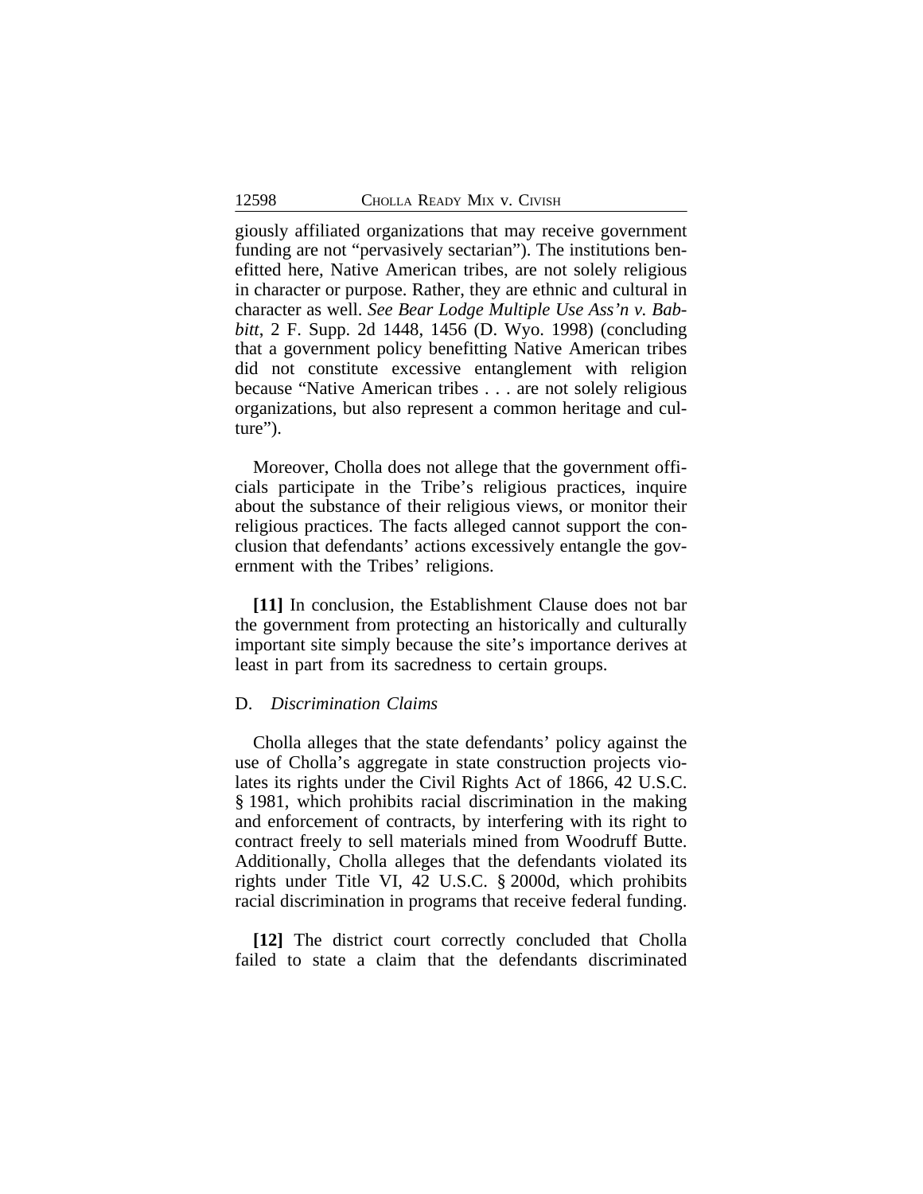giously affiliated organizations that may receive government funding are not "pervasively sectarian"). The institutions benefitted here, Native American tribes, are not solely religious in character or purpose. Rather, they are ethnic and cultural in character as well. *See Bear Lodge Multiple Use Ass'n v. Babbitt*, 2 F. Supp. 2d 1448, 1456 (D. Wyo. 1998) (concluding that a government policy benefitting Native American tribes did not constitute excessive entanglement with religion because "Native American tribes . . . are not solely religious organizations, but also represent a common heritage and culture").

Moreover, Cholla does not allege that the government officials participate in the Tribe's religious practices, inquire about the substance of their religious views, or monitor their religious practices. The facts alleged cannot support the conclusion that defendants' actions excessively entangle the government with the Tribes' religions.

**[11]** In conclusion, the Establishment Clause does not bar the government from protecting an historically and culturally important site simply because the site's importance derives at least in part from its sacredness to certain groups.

D. *Discrimination Claims*

Cholla alleges that the state defendants' policy against the use of Cholla's aggregate in state construction projects violates its rights under the Civil Rights Act of 1866, 42 U.S.C. § 1981, which prohibits racial discrimination in the making and enforcement of contracts, by interfering with its right to contract freely to sell materials mined from Woodruff Butte. Additionally, Cholla alleges that the defendants violated its rights under Title VI, 42 U.S.C. § 2000d, which prohibits racial discrimination in programs that receive federal funding.

**[12]** The district court correctly concluded that Cholla failed to state a claim that the defendants discriminated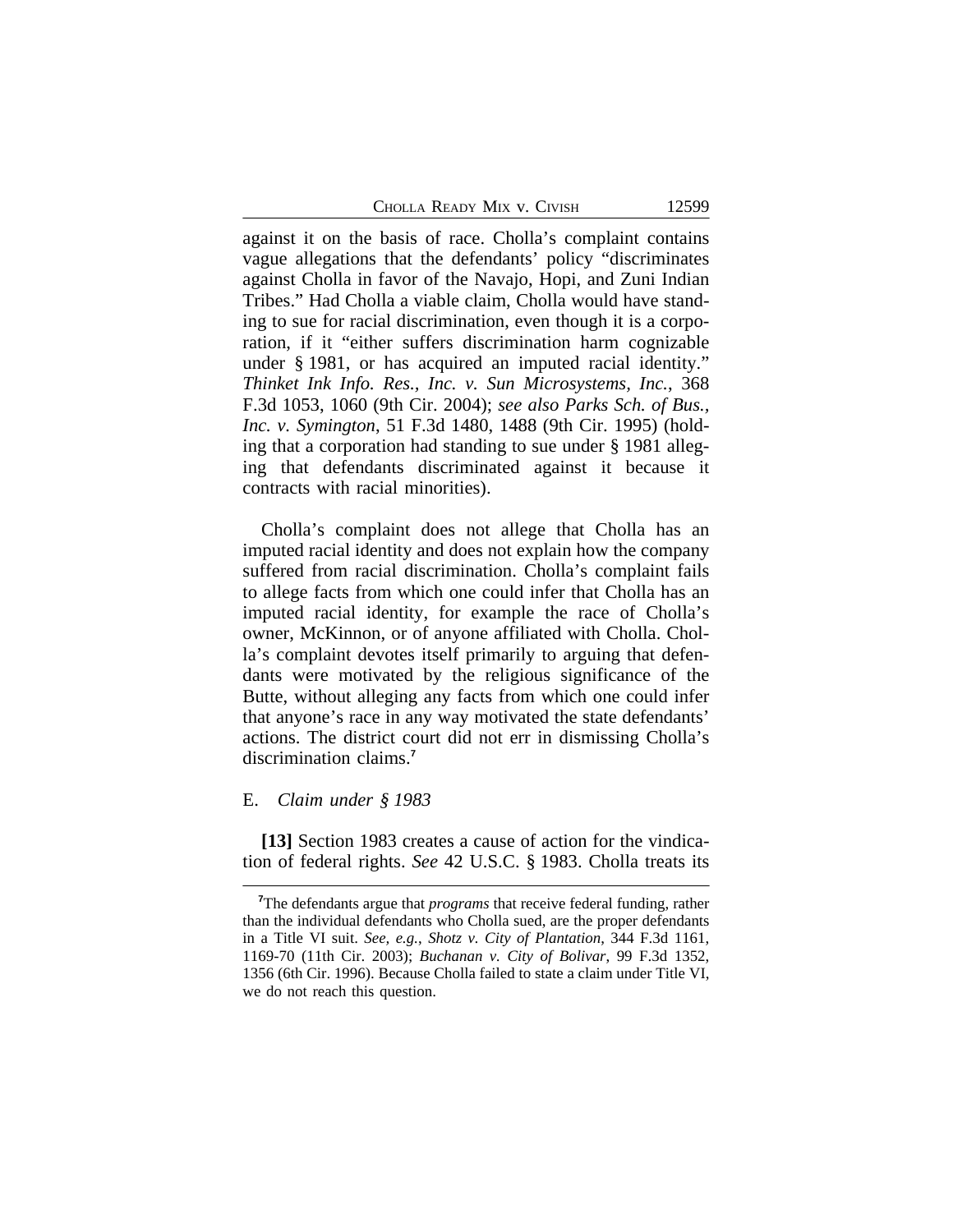against it on the basis of race. Cholla's complaint contains vague allegations that the defendants' policy "discriminates against Cholla in favor of the Navajo, Hopi, and Zuni Indian Tribes." Had Cholla a viable claim, Cholla would have standing to sue for racial discrimination, even though it is a corporation, if it "either suffers discrimination harm cognizable under § 1981, or has acquired an imputed racial identity." *Thinket Ink Info. Res., Inc. v. Sun Microsystems, Inc.*, 368 F.3d 1053, 1060 (9th Cir. 2004); *see also Parks Sch. of Bus., Inc. v. Symington*, 51 F.3d 1480, 1488 (9th Cir. 1995) (holding that a corporation had standing to sue under § 1981 alleging that defendants discriminated against it because it contracts with racial minorities).

Cholla's complaint does not allege that Cholla has an imputed racial identity and does not explain how the company suffered from racial discrimination. Cholla's complaint fails to allege facts from which one could infer that Cholla has an imputed racial identity, for example the race of Cholla's owner, McKinnon, or of anyone affiliated with Cholla. Cholla's complaint devotes itself primarily to arguing that defendants were motivated by the religious significance of the Butte, without alleging any facts from which one could infer that anyone's race in any way motivated the state defendants' actions. The district court did not err in dismissing Cholla's discrimination claims.[7]

E. *Claim under § 1983*

**[13]** Section 1983 creates a cause of action for the vindication of federal rights. *See* 42 U.S.C. § 1983. Cholla treats its

[7]The defendants argue that *programs* that receive federal funding, rather than the individual defendants who Cholla sued, are the proper defendants in a Title VI suit. *See, e.g.*, *Shotz v. City of Plantation*, 344 F.3d 1161, 1169-70 (11th Cir. 2003); *Buchanan v. City of Bolivar*, 99 F.3d 1352, 1356 (6th Cir. 1996). Because Cholla failed to state a claim under Title VI, we do not reach this question.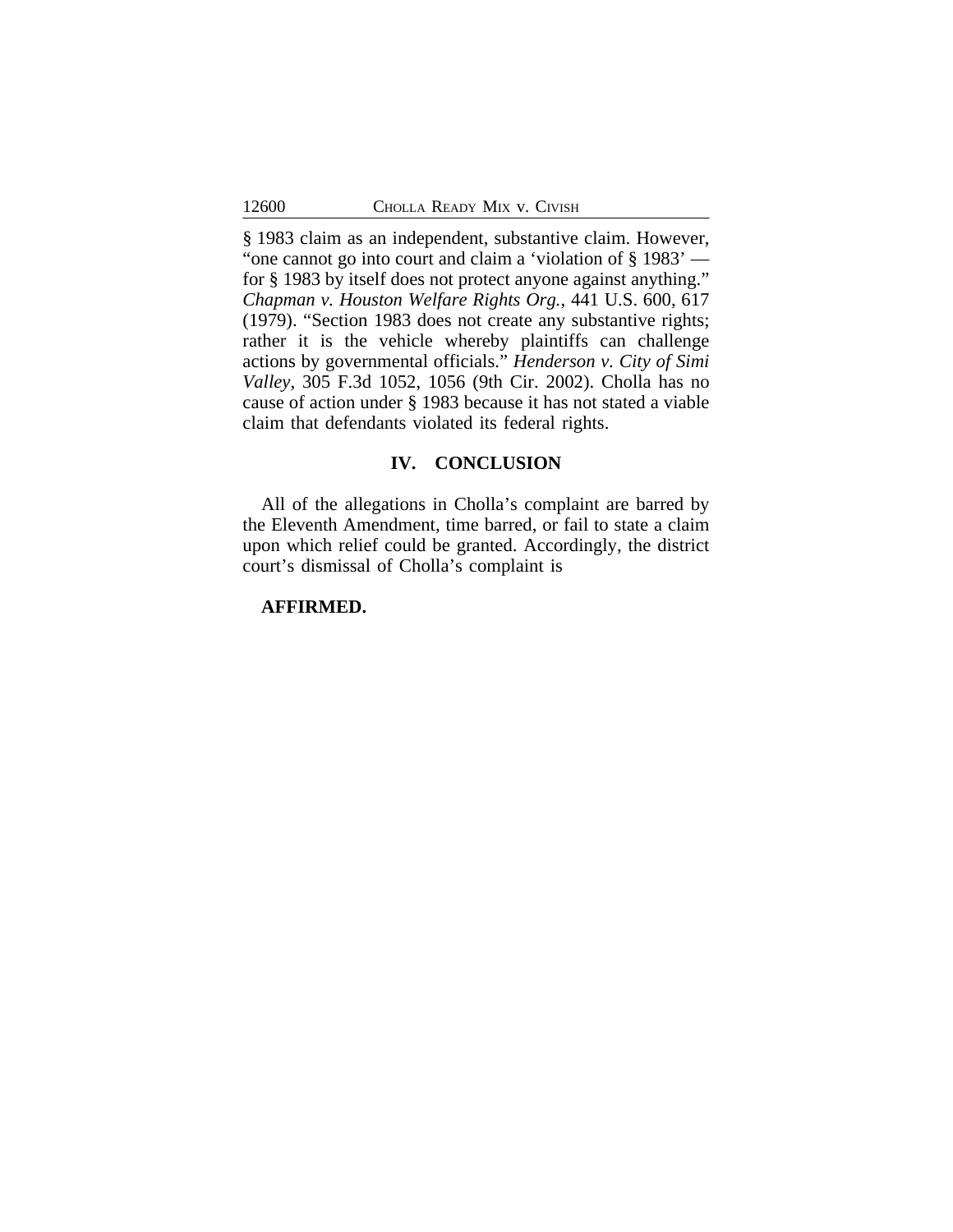§ 1983 claim as an independent, substantive claim. However, "one cannot go into court and claim a 'violation of § 1983' — for § 1983 by itself does not protect anyone against anything." *Chapman v. Houston Welfare Rights Org.*, 441 U.S. 600, 617 (1979). "Section 1983 does not create any substantive rights; rather it is the vehicle whereby plaintiffs can challenge actions by governmental officials." *Henderson v. City of Simi Valley*, 305 F.3d 1052, 1056 (9th Cir. 2002). Cholla has no cause of action under § 1983 because it has not stated a viable claim that defendants violated its federal rights.

## IV. CONCLUSION

All of the allegations in Cholla's complaint are barred by the Eleventh Amendment, time barred, or fail to state a claim upon which relief could be granted. Accordingly, the district court's dismissal of Cholla's complaint is

**AFFIRMED.**